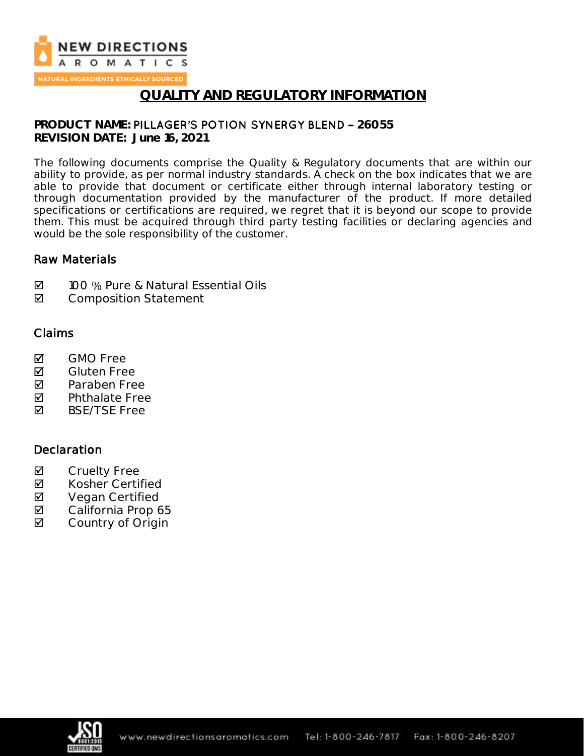# QUALITY AND REGULATORY INFORMATION

**PRODUCT NAME:** PILLAGER'S POTION SYNERGY BLEND – **26055**
**REVISION DATE: June 16, 2021**

The following documents comprise the Quality & Regulatory documents that are within our ability to provide, as per normal industry standards. A check on the box indicates that we are able to provide that document or certificate either through internal laboratory testing or through documentation provided by the manufacturer of the product. If more detailed specifications or certifications are required, we regret that it is beyond our scope to provide them. This must be acquired through third party testing facilities or declaring agencies and would be the sole responsibility of the customer.

## Raw Materials

- ☑ 100 % Pure & Natural Essential Oils
- ☑ Composition Statement

## Claims

- ☑ GMO Free
- ☑ Gluten Free
- ☑ Paraben Free
- ☑ Phthalate Free
- ☑ BSE/TSE Free

## Declaration

- ☑ Cruelty Free
- ☑ Kosher Certified
- ☑ Vegan Certified
- ☑ California Prop 65
- ☑ Country of Origin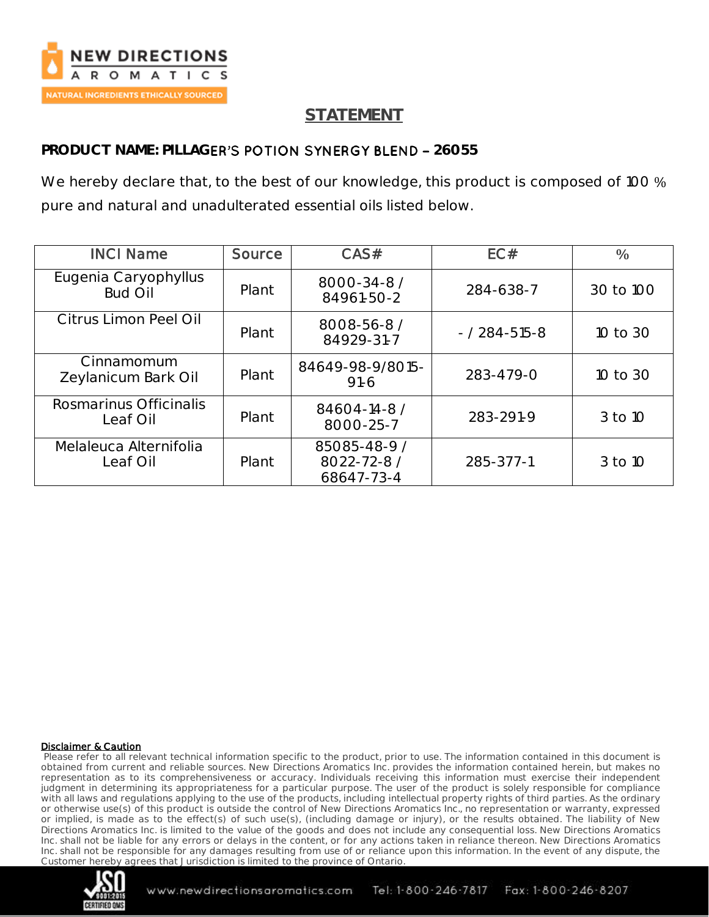## STATEMENT

**PRODUCT NAME: PILLAGER'S POTION SYNERGY BLEND – 26055**

We hereby declare that, to the best of our knowledge, this product is composed of 100 % pure and natural and unadulterated essential oils listed below.

| INCI Name | Source | CAS# | EC# | % |
|---|---|---|---|---|
| Eugenia Caryophyllus Bud Oil | Plant | 8000-34-8 / 84961-50-2 | 284-638-7 | 30 to 100 |
| Citrus Limon Peel Oil | Plant | 8008-56-8 / 84929-31-7 | - / 284-515-8 | 10 to 30 |
| Cinnamomum Zeylanicum Bark Oil | Plant | 84649-98-9/8015-91-6 | 283-479-0 | 10 to 30 |
| Rosmarinus Officinalis Leaf Oil | Plant | 84604-14-8 / 8000-25-7 | 283-291-9 | 3 to 10 |
| Melaleuca Alternifolia Leaf Oil | Plant | 85085-48-9 / 8022-72-8 / 68647-73-4 | 285-377-1 | 3 to 10 |

**Disclaimer & Caution**

Please refer to all relevant technical information specific to the product, prior to use. The information contained in this document is obtained from current and reliable sources. New Directions Aromatics Inc. provides the information contained herein, but makes no representation as to its comprehensiveness or accuracy. Individuals receiving this information must exercise their independent judgment in determining its appropriateness for a particular purpose. The user of the product is solely responsible for compliance with all laws and regulations applying to the use of the products, including intellectual property rights of third parties. As the ordinary or otherwise use(s) of this product is outside the control of New Directions Aromatics Inc., no representation or warranty, expressed or implied, is made as to the effect(s) of such use(s), (including damage or injury), or the results obtained. The liability of New Directions Aromatics Inc. is limited to the value of the goods and does not include any consequential loss. New Directions Aromatics Inc. shall not be liable for any errors or delays in the content, or for any actions taken in reliance thereon. New Directions Aromatics Inc. shall not be responsible for any damages resulting from use of or reliance upon this information. In the event of any dispute, the Customer hereby agrees that Jurisdiction is limited to the province of Ontario.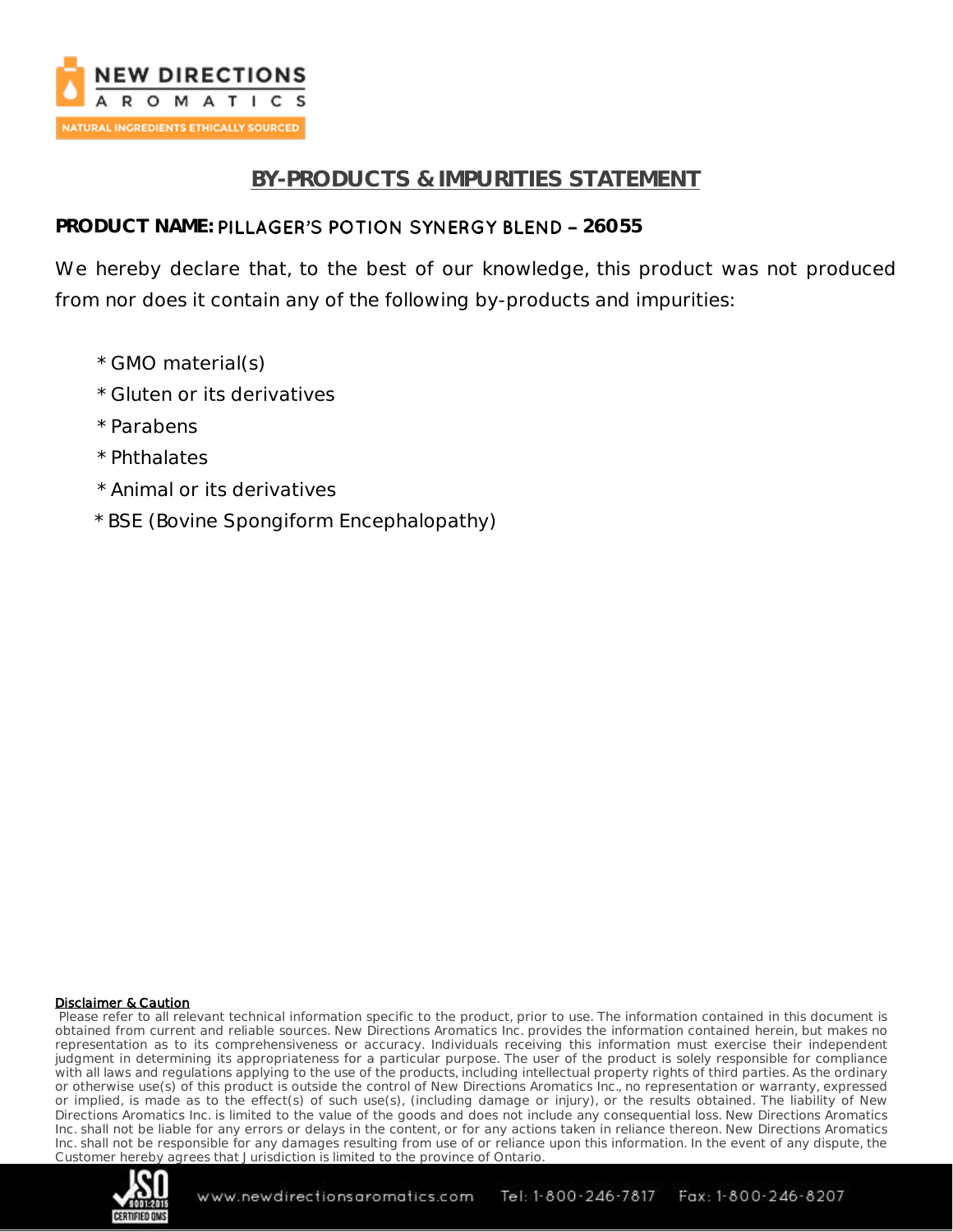## BY-PRODUCTS & IMPURITIES STATEMENT

**PRODUCT NAME:** PILLAGER'S POTION SYNERGY BLEND – **26055**

We hereby declare that, to the best of our knowledge, this product was not produced from nor does it contain any of the following by-products and impurities:

- * GMO material(s)
- * Gluten or its derivatives
- * Parabens
- * Phthalates
- * Animal or its derivatives
- * BSE (Bovine Spongiform Encephalopathy)

**Disclaimer & Caution**

Please refer to all relevant technical information specific to the product, prior to use. The information contained in this document is obtained from current and reliable sources. New Directions Aromatics Inc. provides the information contained herein, but makes no representation as to its comprehensiveness or accuracy. Individuals receiving this information must exercise their independent judgment in determining its appropriateness for a particular purpose. The user of the product is solely responsible for compliance with all laws and regulations applying to the use of the products, including intellectual property rights of third parties. As the ordinary or otherwise use(s) of this product is outside the control of New Directions Aromatics Inc., no representation or warranty, expressed or implied, is made as to the effect(s) of such use(s), (including damage or injury), or the results obtained. The liability of New Directions Aromatics Inc. is limited to the value of the goods and does not include any consequential loss. New Directions Aromatics Inc. shall not be liable for any errors or delays in the content, or for any actions taken in reliance thereon. New Directions Aromatics Inc. shall not be responsible for any damages resulting from use of or reliance upon this information. In the event of any dispute, the Customer hereby agrees that Jurisdiction is limited to the province of Ontario.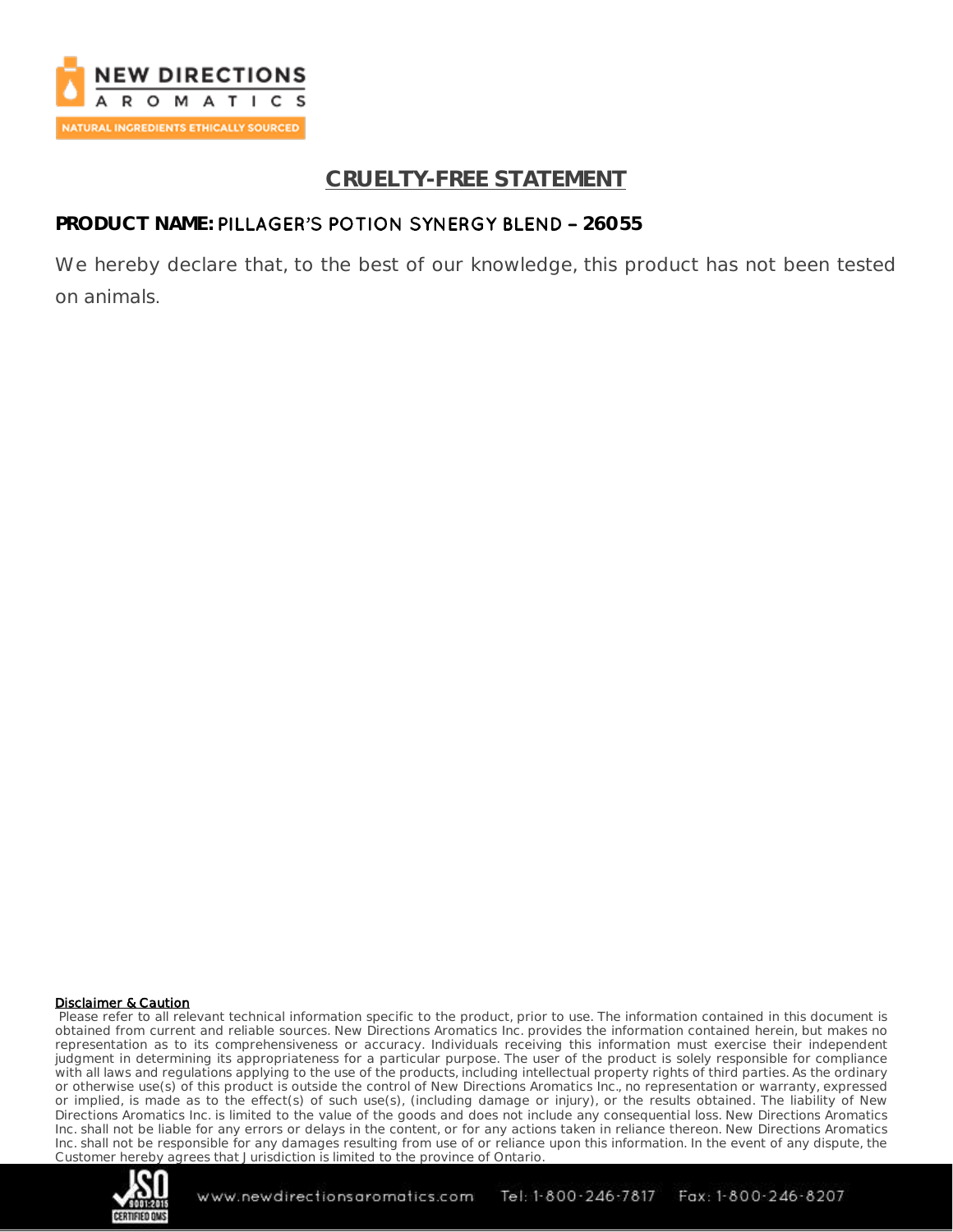# CRUELTY-FREE STATEMENT

**PRODUCT NAME:** PILLAGER'S POTION SYNERGY BLEND – **26055**

We hereby declare that, to the best of our knowledge, this product has not been tested on animals.

**Disclaimer & Caution**

Please refer to all relevant technical information specific to the product, prior to use. The information contained in this document is obtained from current and reliable sources. New Directions Aromatics Inc. provides the information contained herein, but makes no representation as to its comprehensiveness or accuracy. Individuals receiving this information must exercise their independent judgment in determining its appropriateness for a particular purpose. The user of the product is solely responsible for compliance with all laws and regulations applying to the use of the products, including intellectual property rights of third parties. As the ordinary or otherwise use(s) of this product is outside the control of New Directions Aromatics Inc., no representation or warranty, expressed or implied, is made as to the effect(s) of such use(s), (including damage or injury), or the results obtained. The liability of New Directions Aromatics Inc. is limited to the value of the goods and does not include any consequential loss. New Directions Aromatics Inc. shall not be liable for any errors or delays in the content, or for any actions taken in reliance thereon. New Directions Aromatics Inc. shall not be responsible for any damages resulting from use of or reliance upon this information. In the event of any dispute, the Customer hereby agrees that Jurisdiction is limited to the province of Ontario.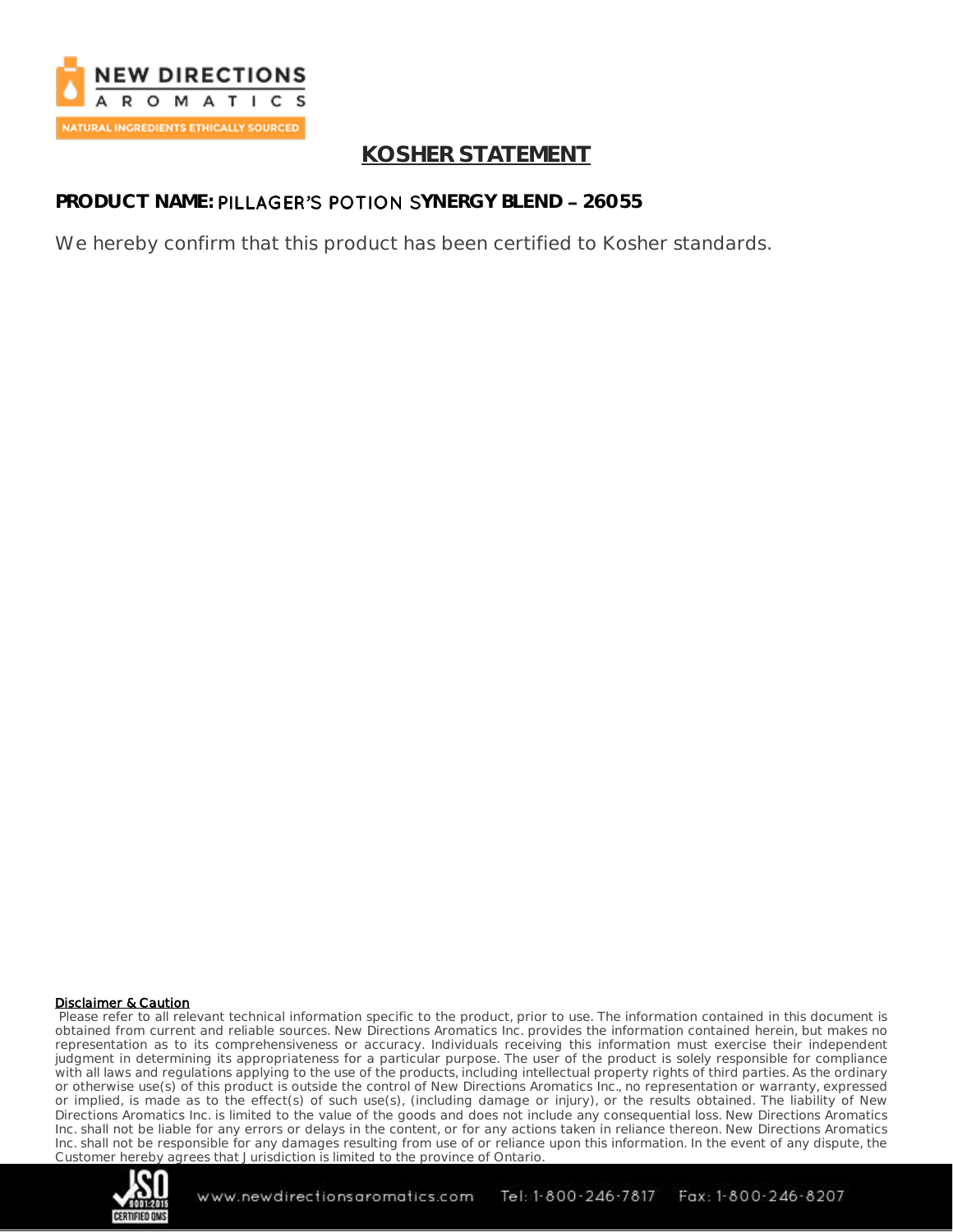# KOSHER STATEMENT

**PRODUCT NAME: PILLAGER'S POTION SYNERGY BLEND – 26055**

We hereby confirm that this product has been certified to Kosher standards.

**Disclaimer & Caution**

Please refer to all relevant technical information specific to the product, prior to use. The information contained in this document is obtained from current and reliable sources. New Directions Aromatics Inc. provides the information contained herein, but makes no representation as to its comprehensiveness or accuracy. Individuals receiving this information must exercise their independent judgment in determining its appropriateness for a particular purpose. The user of the product is solely responsible for compliance with all laws and regulations applying to the use of the products, including intellectual property rights of third parties. As the ordinary or otherwise use(s) of this product is outside the control of New Directions Aromatics Inc., no representation or warranty, expressed or implied, is made as to the effect(s) of such use(s), (including damage or injury), or the results obtained. The liability of New Directions Aromatics Inc. is limited to the value of the goods and does not include any consequential loss. New Directions Aromatics Inc. shall not be liable for any errors or delays in the content, or for any actions taken in reliance thereon. New Directions Aromatics Inc. shall not be responsible for any damages resulting from use of or reliance upon this information. In the event of any dispute, the Customer hereby agrees that Jurisdiction is limited to the province of Ontario.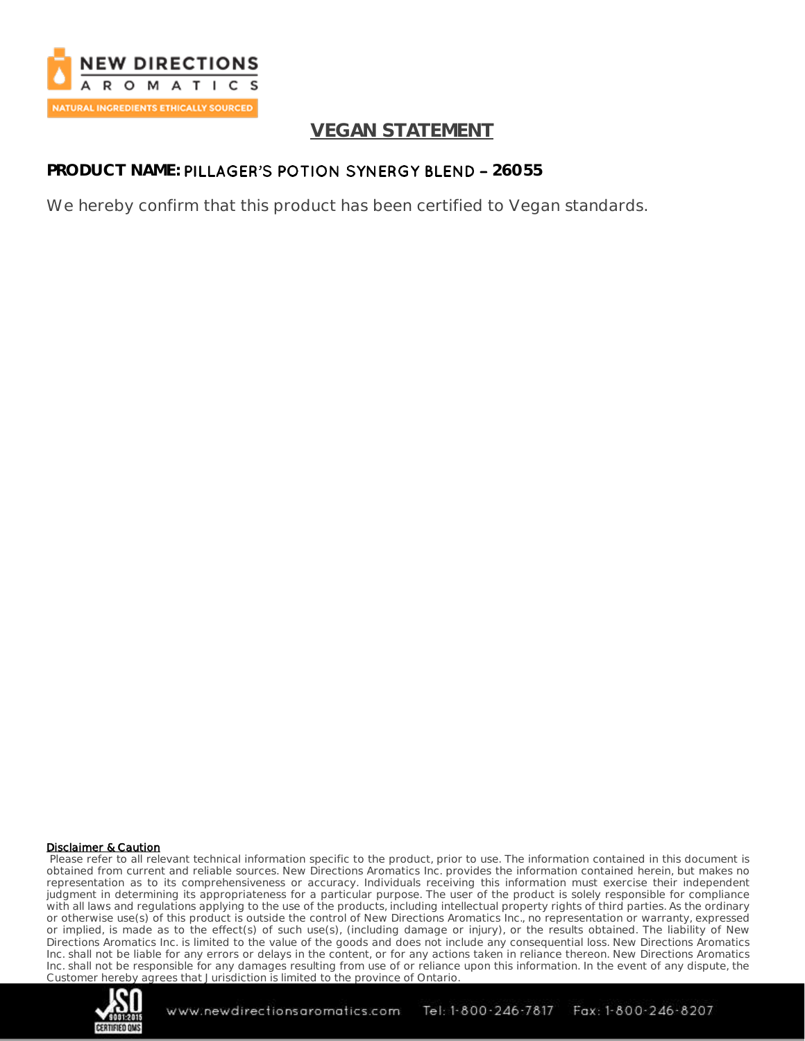# VEGAN STATEMENT

**PRODUCT NAME:** PILLAGER'S POTION SYNERGY BLEND – **26055**

We hereby confirm that this product has been certified to Vegan standards.

**Disclaimer & Caution**

Please refer to all relevant technical information specific to the product, prior to use. The information contained in this document is obtained from current and reliable sources. New Directions Aromatics Inc. provides the information contained herein, but makes no representation as to its comprehensiveness or accuracy. Individuals receiving this information must exercise their independent judgment in determining its appropriateness for a particular purpose. The user of the product is solely responsible for compliance with all laws and regulations applying to the use of the products, including intellectual property rights of third parties. As the ordinary or otherwise use(s) of this product is outside the control of New Directions Aromatics Inc., no representation or warranty, expressed or implied, is made as to the effect(s) of such use(s), (including damage or injury), or the results obtained. The liability of New Directions Aromatics Inc. is limited to the value of the goods and does not include any consequential loss. New Directions Aromatics Inc. shall not be liable for any errors or delays in the content, or for any actions taken in reliance thereon. New Directions Aromatics Inc. shall not be responsible for any damages resulting from use of or reliance upon this information. In the event of any dispute, the Customer hereby agrees that Jurisdiction is limited to the province of Ontario.

www.newdirectionsaromatics.com Tel: 1-800-246-7817 Fax: 1-800-246-8207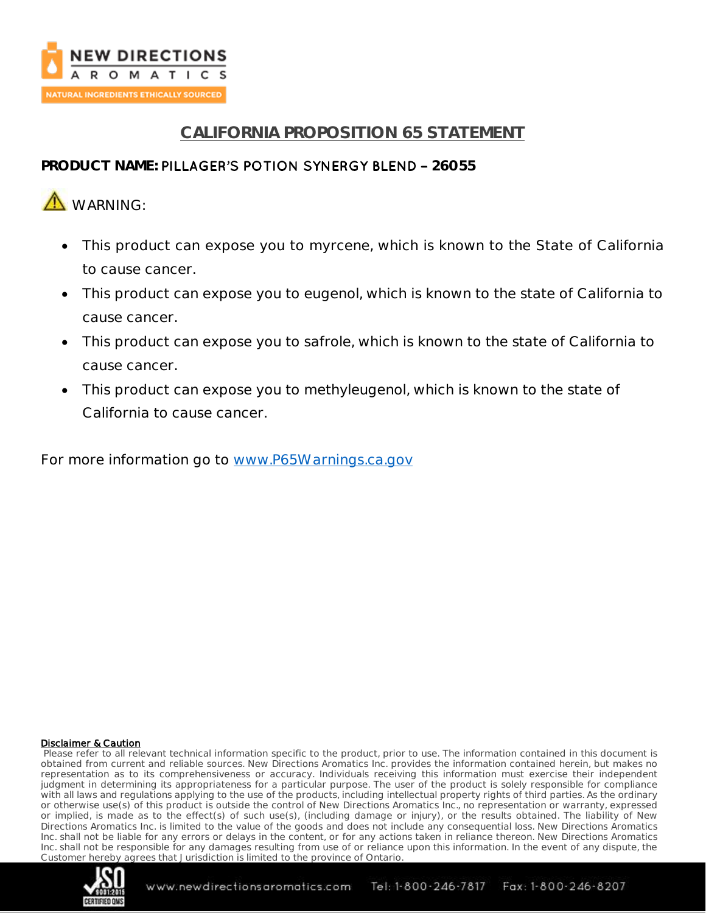# CALIFORNIA PROPOSITION 65 STATEMENT

**PRODUCT NAME:** PILLAGER'S POTION SYNERGY BLEND – **26055**

⚠ WARNING:

- This product can expose you to myrcene, which is known to the State of California to cause cancer.
- This product can expose you to eugenol, which is known to the state of California to cause cancer.
- This product can expose you to safrole, which is known to the state of California to cause cancer.
- This product can expose you to methyleugenol, which is known to the state of California to cause cancer.

For more information go to [www.P65Warnings.ca.gov](http://www.P65Warnings.ca.gov)

**Disclaimer & Caution**

Please refer to all relevant technical information specific to the product, prior to use. The information contained in this document is obtained from current and reliable sources. New Directions Aromatics Inc. provides the information contained herein, but makes no representation as to its comprehensiveness or accuracy. Individuals receiving this information must exercise their independent judgment in determining its appropriateness for a particular purpose. The user of the product is solely responsible for compliance with all laws and regulations applying to the use of the products, including intellectual property rights of third parties. As the ordinary or otherwise use(s) of this product is outside the control of New Directions Aromatics Inc., no representation or warranty, expressed or implied, is made as to the effect(s) of such use(s), (including damage or injury), or the results obtained. The liability of New Directions Aromatics Inc. is limited to the value of the goods and does not include any consequential loss. New Directions Aromatics Inc. shall not be liable for any errors or delays in the content, or for any actions taken in reliance thereon. New Directions Aromatics Inc. shall not be responsible for any damages resulting from use of or reliance upon this information. In the event of any dispute, the Customer hereby agrees that Jurisdiction is limited to the province of Ontario.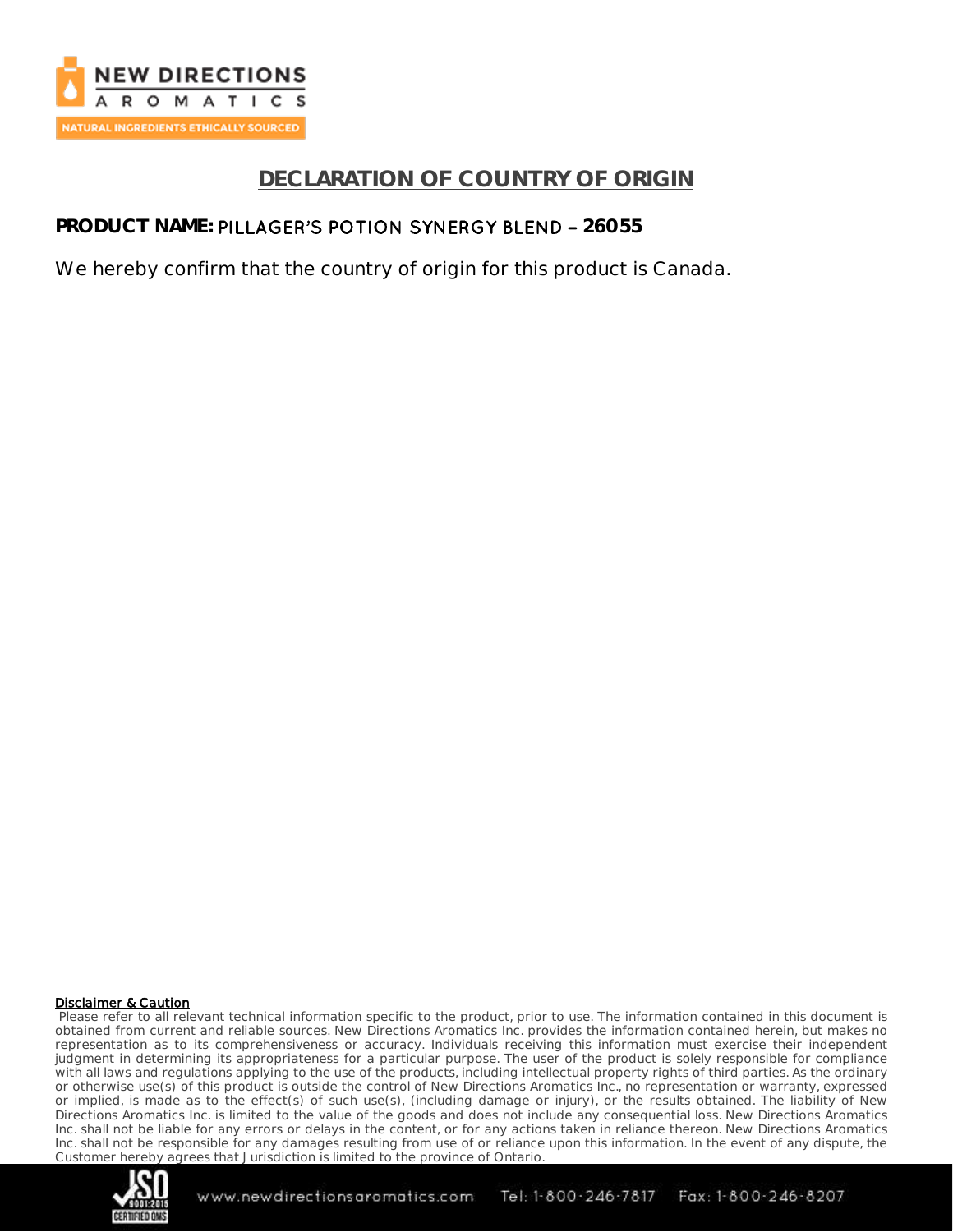# DECLARATION OF COUNTRY OF ORIGIN

**PRODUCT NAME:** PILLAGER'S POTION SYNERGY BLEND – **26055**

We hereby confirm that the country of origin for this product is Canada.

**Disclaimer & Caution**

Please refer to all relevant technical information specific to the product, prior to use. The information contained in this document is obtained from current and reliable sources. New Directions Aromatics Inc. provides the information contained herein, but makes no representation as to its comprehensiveness or accuracy. Individuals receiving this information must exercise their independent judgment in determining its appropriateness for a particular purpose. The user of the product is solely responsible for compliance with all laws and regulations applying to the use of the products, including intellectual property rights of third parties. As the ordinary or otherwise use(s) of this product is outside the control of New Directions Aromatics Inc., no representation or warranty, expressed or implied, is made as to the effect(s) of such use(s), (including damage or injury), or the results obtained. The liability of New Directions Aromatics Inc. is limited to the value of the goods and does not include any consequential loss. New Directions Aromatics Inc. shall not be liable for any errors or delays in the content, or for any actions taken in reliance thereon. New Directions Aromatics Inc. shall not be responsible for any damages resulting from use of or reliance upon this information. In the event of any dispute, the Customer hereby agrees that Jurisdiction is limited to the province of Ontario.